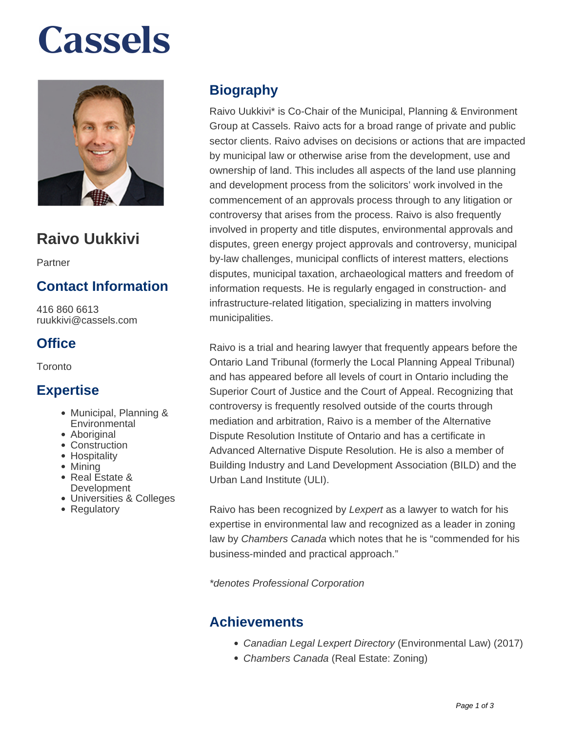# Cassels

## Raivo Uukkivi

Partner

## Contact Information

416 860 6613
ruukkivi@cassels.com

## Office

Toronto

## Expertise

- Municipal, Planning & Environmental
- Aboriginal
- Construction
- Hospitality
- Mining
- Real Estate & Development
- Universities & Colleges
- Regulatory

## Biography

Raivo Uukkivi* is Co-Chair of the Municipal, Planning & Environment Group at Cassels. Raivo acts for a broad range of private and public sector clients. Raivo advises on decisions or actions that are impacted by municipal law or otherwise arise from the development, use and ownership of land. This includes all aspects of the land use planning and development process from the solicitors' work involved in the commencement of an approvals process through to any litigation or controversy that arises from the process. Raivo is also frequently involved in property and title disputes, environmental approvals and disputes, green energy project approvals and controversy, municipal by-law challenges, municipal conflicts of interest matters, elections disputes, municipal taxation, archaeological matters and freedom of information requests. He is regularly engaged in construction- and infrastructure-related litigation, specializing in matters involving municipalities.

Raivo is a trial and hearing lawyer that frequently appears before the Ontario Land Tribunal (formerly the Local Planning Appeal Tribunal) and has appeared before all levels of court in Ontario including the Superior Court of Justice and the Court of Appeal. Recognizing that controversy is frequently resolved outside of the courts through mediation and arbitration, Raivo is a member of the Alternative Dispute Resolution Institute of Ontario and has a certificate in Advanced Alternative Dispute Resolution. He is also a member of Building Industry and Land Development Association (BILD) and the Urban Land Institute (ULI).

Raivo has been recognized by *Lexpert* as a lawyer to watch for his expertise in environmental law and recognized as a leader in zoning law by *Chambers Canada* which notes that he is "commended for his business-minded and practical approach."

*\*denotes Professional Corporation*

## Achievements

- *Canadian Legal Lexpert Directory* (Environmental Law) (2017)
- *Chambers Canada* (Real Estate: Zoning)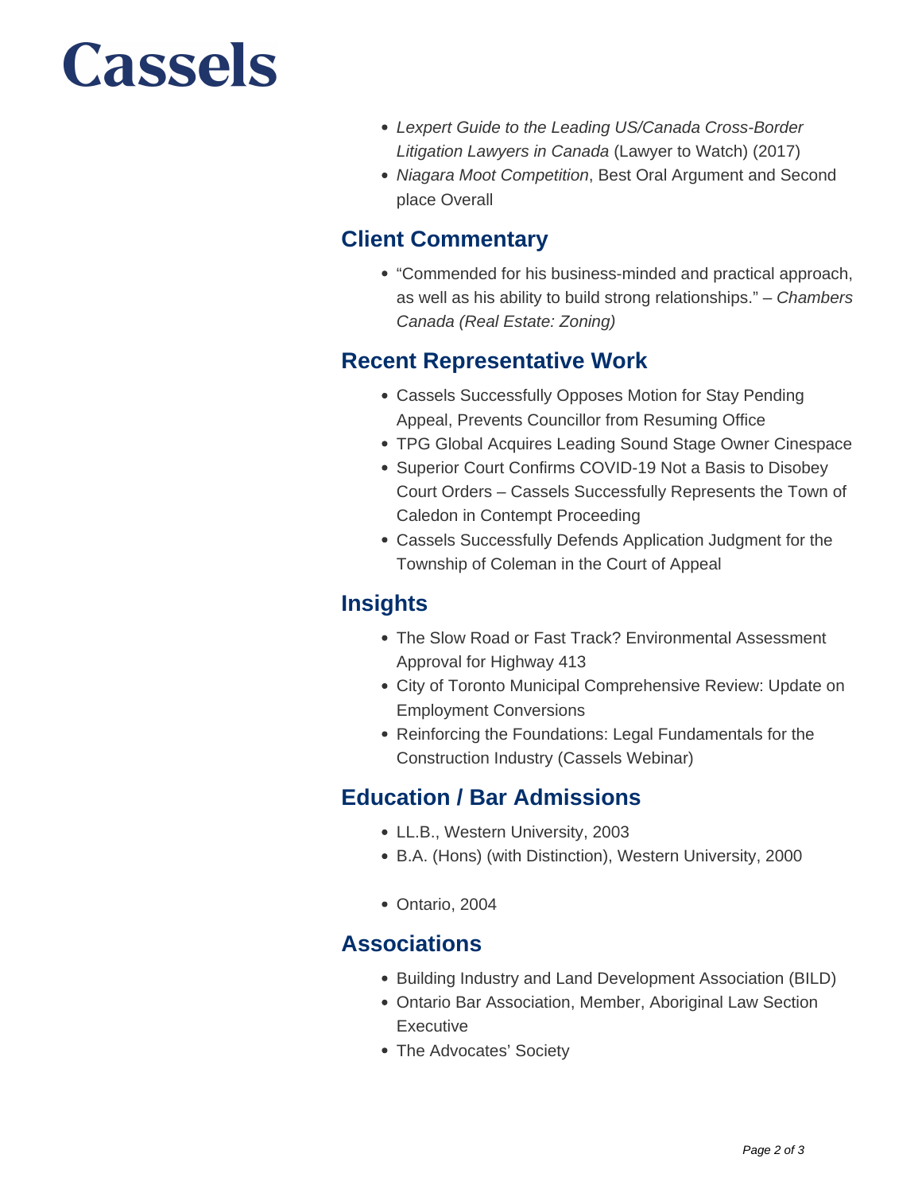- *Lexpert Guide to the Leading US/Canada Cross-Border Litigation Lawyers in Canada* (Lawyer to Watch) (2017)
- *Niagara Moot Competition*, Best Oral Argument and Second place Overall

## Client Commentary

- “Commended for his business-minded and practical approach, as well as his ability to build strong relationships.” – *Chambers Canada (Real Estate: Zoning)*

## Recent Representative Work

- Cassels Successfully Opposes Motion for Stay Pending Appeal, Prevents Councillor from Resuming Office
- TPG Global Acquires Leading Sound Stage Owner Cinespace
- Superior Court Confirms COVID-19 Not a Basis to Disobey Court Orders – Cassels Successfully Represents the Town of Caledon in Contempt Proceeding
- Cassels Successfully Defends Application Judgment for the Township of Coleman in the Court of Appeal

## Insights

- The Slow Road or Fast Track? Environmental Assessment Approval for Highway 413
- City of Toronto Municipal Comprehensive Review: Update on Employment Conversions
- Reinforcing the Foundations: Legal Fundamentals for the Construction Industry (Cassels Webinar)

## Education / Bar Admissions

- LL.B., Western University, 2003
- B.A. (Hons) (with Distinction), Western University, 2000

- Ontario, 2004

## Associations

- Building Industry and Land Development Association (BILD)
- Ontario Bar Association, Member, Aboriginal Law Section Executive
- The Advocates’ Society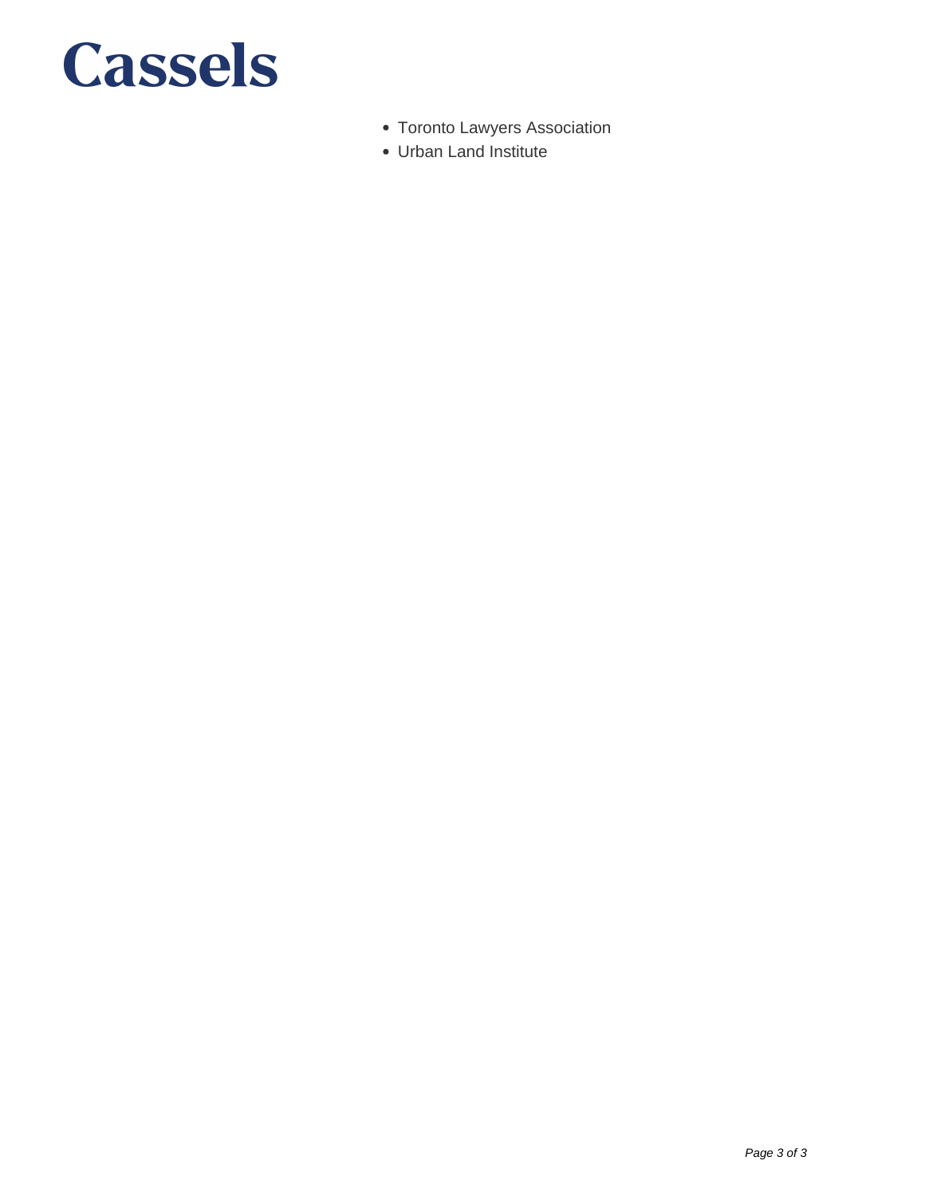- Toronto Lawyers Association
- Urban Land Institute